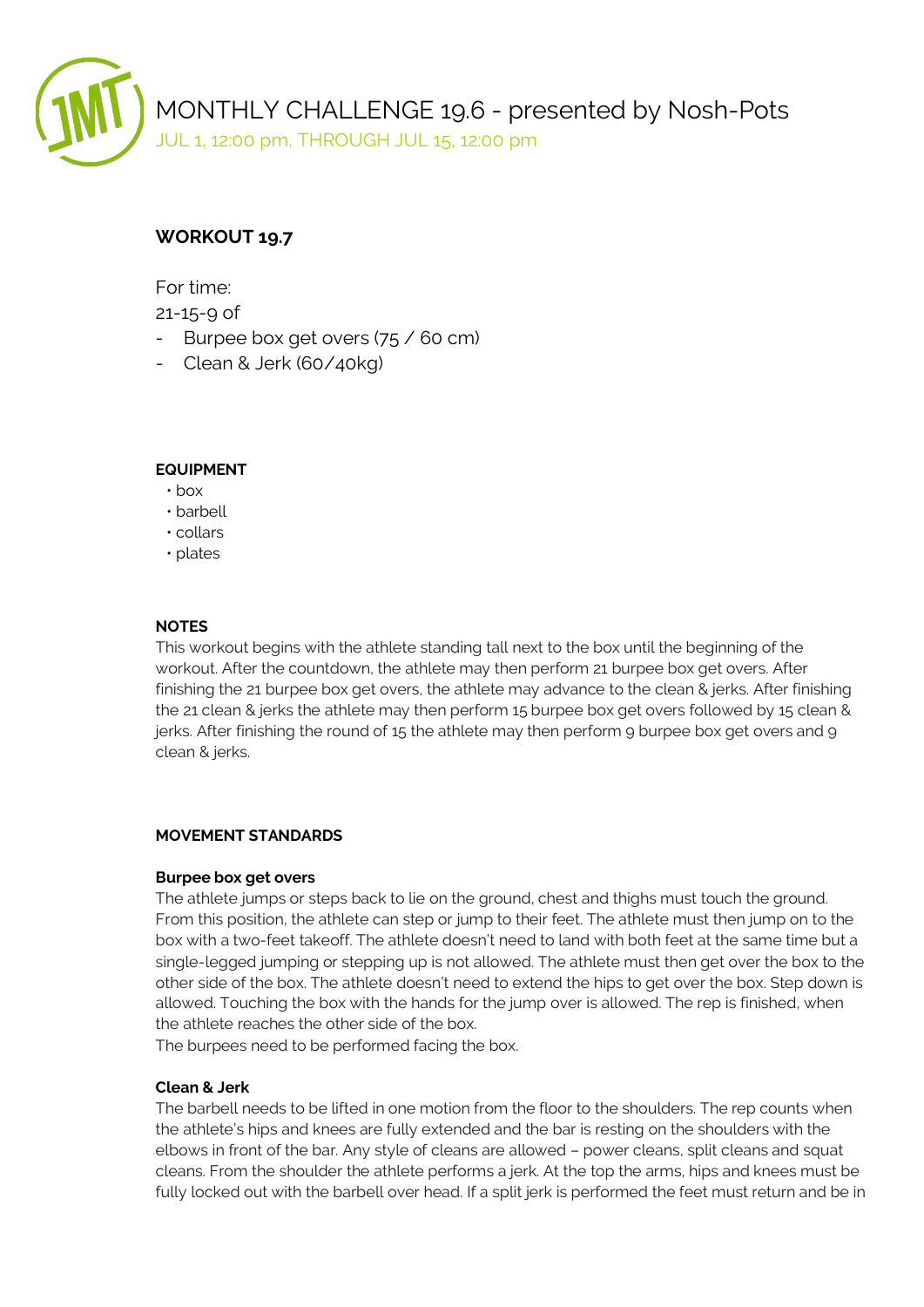# MONTHLY CHALLENGE 19.6 - presented by Nosh-Pots

JUL 1, 12:00 pm, THROUGH JUL 15, 12:00 pm

## WORKOUT 19.7

For time:
21-15-9 of

- Burpee box get overs (75 / 60 cm)
- Clean & Jerk (60/40kg)

### EQUIPMENT

- box
- barbell
- collars
- plates

### NOTES

This workout begins with the athlete standing tall next to the box until the beginning of the workout. After the countdown, the athlete may then perform 21 burpee box get overs. After finishing the 21 burpee box get overs, the athlete may advance to the clean & jerks. After finishing the 21 clean & jerks the athlete may then perform 15 burpee box get overs followed by 15 clean & jerks. After finishing the round of 15 the athlete may then perform 9 burpee box get overs and 9 clean & jerks.

### MOVEMENT STANDARDS

**Burpee box get overs**

The athlete jumps or steps back to lie on the ground, chest and thighs must touch the ground. From this position, the athlete can step or jump to their feet. The athlete must then jump on to the box with a two-feet takeoff. The athlete doesn't need to land with both feet at the same time but a single-legged jumping or stepping up is not allowed. The athlete must then get over the box to the other side of the box. The athlete doesn't need to extend the hips to get over the box. Step down is allowed. Touching the box with the hands for the jump over is allowed. The rep is finished, when the athlete reaches the other side of the box.
The burpees need to be performed facing the box.

**Clean & Jerk**

The barbell needs to be lifted in one motion from the floor to the shoulders. The rep counts when the athlete's hips and knees are fully extended and the bar is resting on the shoulders with the elbows in front of the bar. Any style of cleans are allowed – power cleans, split cleans and squat cleans. From the shoulder the athlete performs a jerk. At the top the arms, hips and knees must be fully locked out with the barbell over head. If a split jerk is performed the feet must return and be in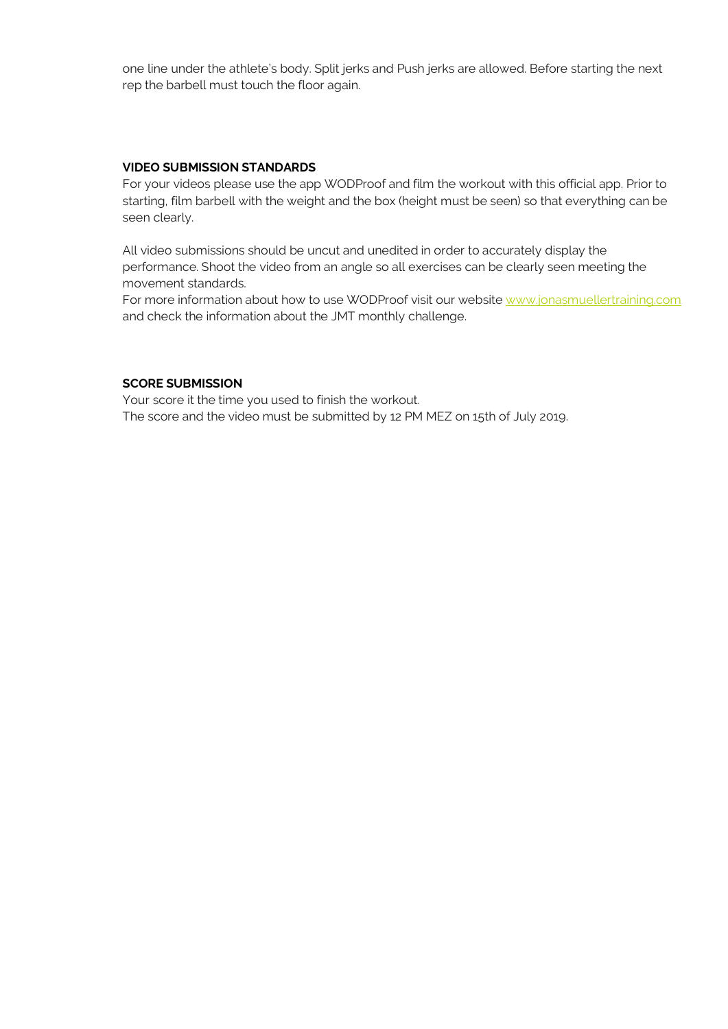one line under the athlete's body. Split jerks and Push jerks are allowed. Before starting the next rep the barbell must touch the floor again.

**VIDEO SUBMISSION STANDARDS**

For your videos please use the app WODProof and film the workout with this official app. Prior to starting, film barbell with the weight and the box (height must be seen) so that everything can be seen clearly.

All video submissions should be uncut and unedited in order to accurately display the performance. Shoot the video from an angle so all exercises can be clearly seen meeting the movement standards.
For more information about how to use WODProof visit our website [www.jonasmuellertraining.com](www.jonasmuellertraining.com) and check the information about the JMT monthly challenge.

**SCORE SUBMISSION**

Your score it the time you used to finish the workout.
The score and the video must be submitted by 12 PM MEZ on 15th of July 2019.